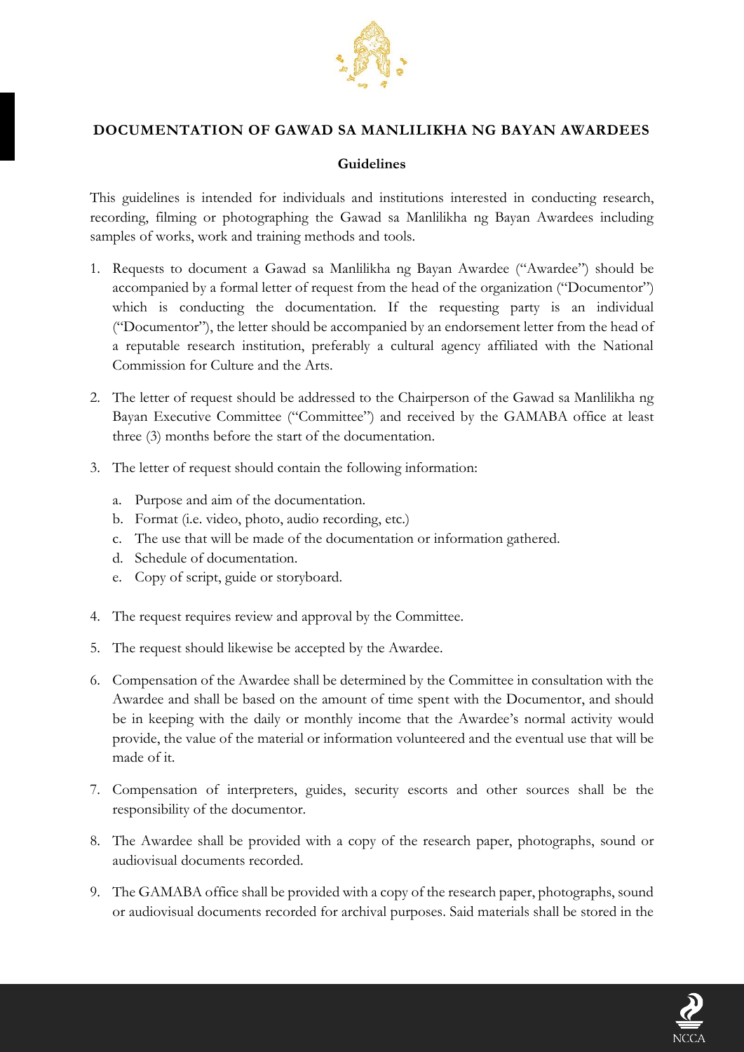## DOCUMENTATION OF GAWAD SA MANLILIKHA NG BAYAN AWARDEES

### Guidelines

This guidelines is intended for individuals and institutions interested in conducting research, recording, filming or photographing the Gawad sa Manlilikha ng Bayan Awardees including samples of works, work and training methods and tools.

1. Requests to document a Gawad sa Manlilikha ng Bayan Awardee ("Awardee") should be accompanied by a formal letter of request from the head of the organization ("Documentor") which is conducting the documentation. If the requesting party is an individual ("Documentor"), the letter should be accompanied by an endorsement letter from the head of a reputable research institution, preferably a cultural agency affiliated with the National Commission for Culture and the Arts.

2. The letter of request should be addressed to the Chairperson of the Gawad sa Manlilikha ng Bayan Executive Committee ("Committee") and received by the GAMABA office at least three (3) months before the start of the documentation.

3. The letter of request should contain the following information:

   a. Purpose and aim of the documentation.
   b. Format (i.e. video, photo, audio recording, etc.)
   c. The use that will be made of the documentation or information gathered.
   d. Schedule of documentation.
   e. Copy of script, guide or storyboard.

4. The request requires review and approval by the Committee.

5. The request should likewise be accepted by the Awardee.

6. Compensation of the Awardee shall be determined by the Committee in consultation with the Awardee and shall be based on the amount of time spent with the Documentor, and should be in keeping with the daily or monthly income that the Awardee's normal activity would provide, the value of the material or information volunteered and the eventual use that will be made of it.

7. Compensation of interpreters, guides, security escorts and other sources shall be the responsibility of the documentor.

8. The Awardee shall be provided with a copy of the research paper, photographs, sound or audiovisual documents recorded.

9. The GAMABA office shall be provided with a copy of the research paper, photographs, sound or audiovisual documents recorded for archival purposes. Said materials shall be stored in the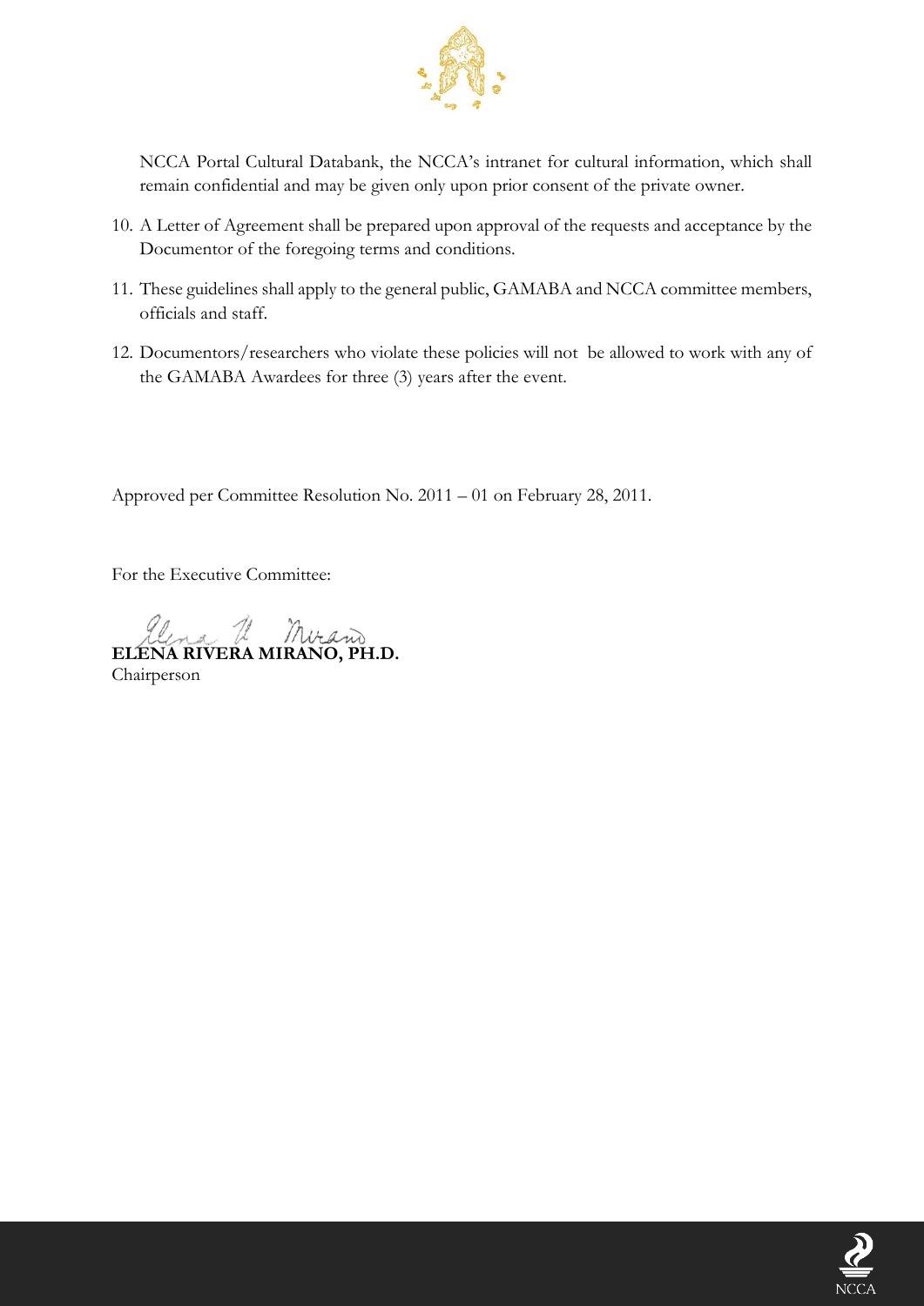NCCA Portal Cultural Databank, the NCCA's intranet for cultural information, which shall remain confidential and may be given only upon prior consent of the private owner.

10. A Letter of Agreement shall be prepared upon approval of the requests and acceptance by the Documentor of the foregoing terms and conditions.
11. These guidelines shall apply to the general public, GAMABA and NCCA committee members, officials and staff.
12. Documentors/researchers who violate these policies will not be allowed to work with any of the GAMABA Awardees for three (3) years after the event.

Approved per Committee Resolution No. 2011 – 01 on February 28, 2011.

For the Executive Committee:

**ELENA RIVERA MIRANO, PH.D.**
Chairperson